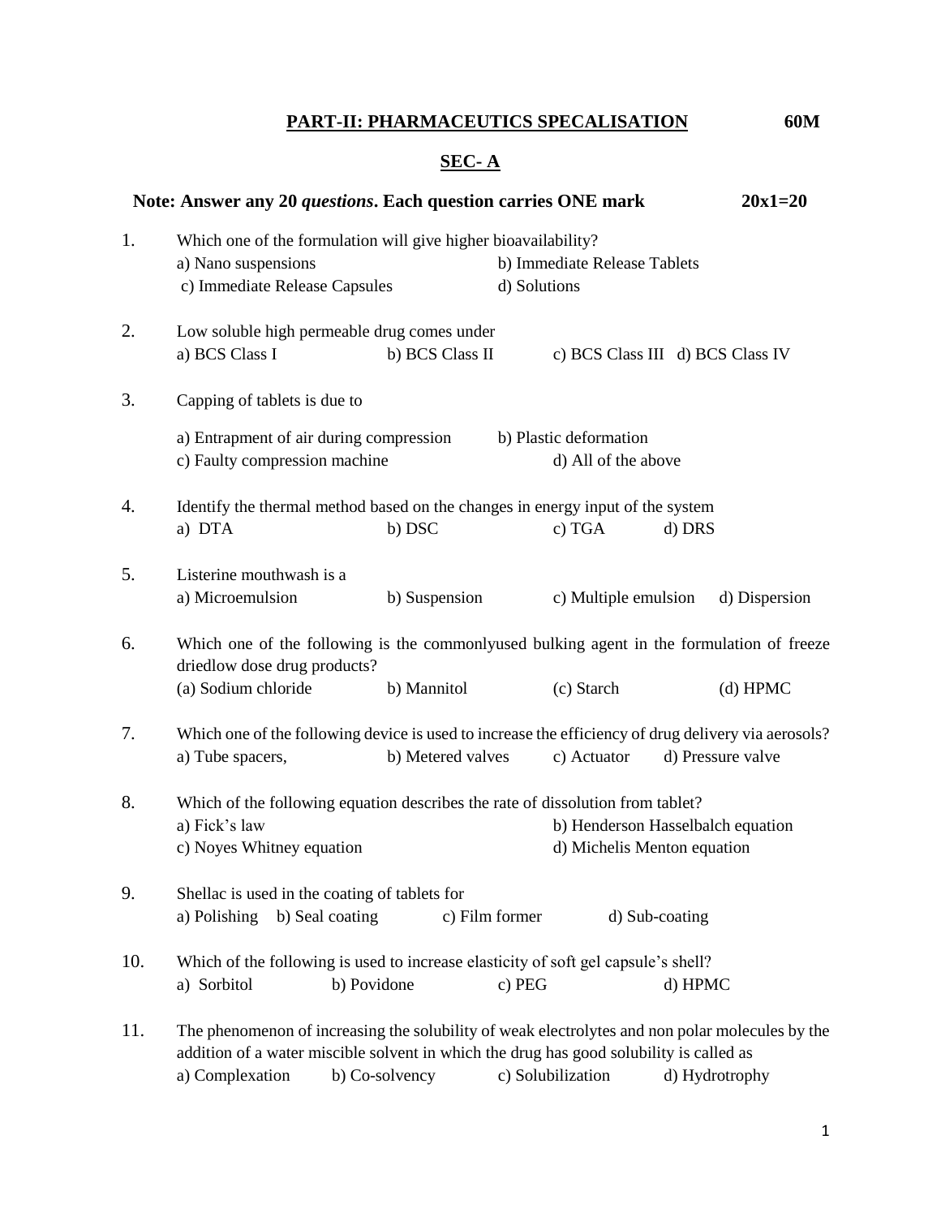## PART-II: PHARMACEUTICS SPECALISATION 60M

### SEC- A

**Note: Answer any 20 *questions*. Each question carries ONE mark 20x1=20**

1. Which one of the formulation will give higher bioavailability?
   a) Nano suspensions b) Immediate Release Tablets
   c) Immediate Release Capsules d) Solutions

2. Low soluble high permeable drug comes under
   a) BCS Class I b) BCS Class II c) BCS Class III d) BCS Class IV

3. Capping of tablets is due to
   a) Entrapment of air during compression b) Plastic deformation
   c) Faulty compression machine d) All of the above

4. Identify the thermal method based on the changes in energy input of the system
   a) DTA b) DSC c) TGA d) DRS

5. Listerine mouthwash is a
   a) Microemulsion b) Suspension c) Multiple emulsion d) Dispersion

6. Which one of the following is the commonlyused bulking agent in the formulation of freeze driedlow dose drug products?
   (a) Sodium chloride b) Mannitol (c) Starch (d) HPMC

7. Which one of the following device is used to increase the efficiency of drug delivery via aerosols?
   a) Tube spacers, b) Metered valves c) Actuator d) Pressure valve

8. Which of the following equation describes the rate of dissolution from tablet?
   a) Fick's law b) Henderson Hasselbalch equation
   c) Noyes Whitney equation d) Michelis Menton equation

9. Shellac is used in the coating of tablets for
   a) Polishing b) Seal coating c) Film former d) Sub-coating

10. Which of the following is used to increase elasticity of soft gel capsule's shell?
    a) Sorbitol b) Povidone c) PEG d) HPMC

11. The phenomenon of increasing the solubility of weak electrolytes and non polar molecules by the addition of a water miscible solvent in which the drug has good solubility is called as
    a) Complexation b) Co-solvency c) Solubilization d) Hydrotrophy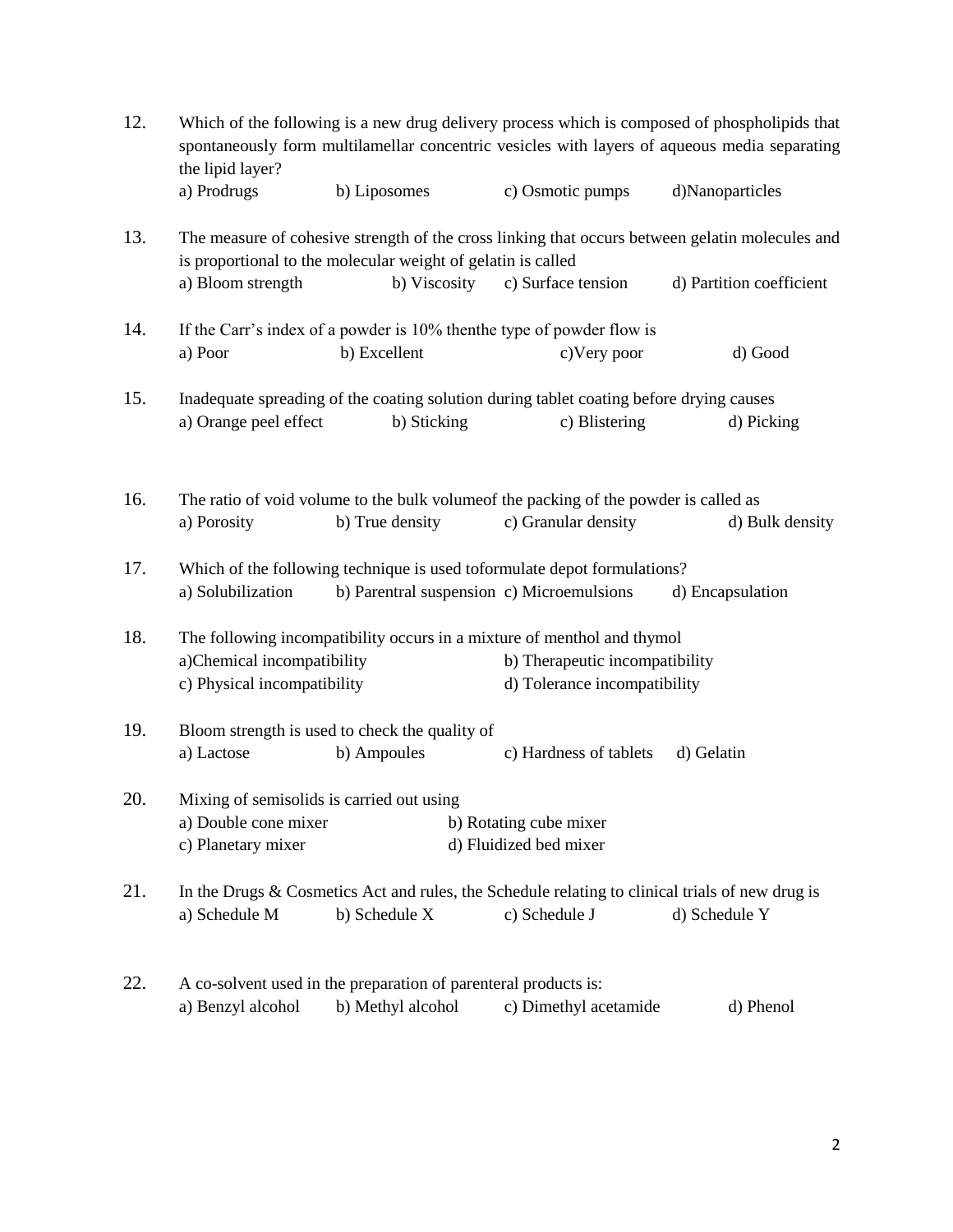12. Which of the following is a new drug delivery process which is composed of phospholipids that spontaneously form multilamellar concentric vesicles with layers of aqueous media separating the lipid layer?
    a) Prodrugs b) Liposomes c) Osmotic pumps d)Nanoparticles

13. The measure of cohesive strength of the cross linking that occurs between gelatin molecules and is proportional to the molecular weight of gelatin is called
    a) Bloom strength b) Viscosity c) Surface tension d) Partition coefficient

14. If the Carr's index of a powder is 10% thenthe type of powder flow is
    a) Poor b) Excellent c)Very poor d) Good

15. Inadequate spreading of the coating solution during tablet coating before drying causes
    a) Orange peel effect b) Sticking c) Blistering d) Picking

16. The ratio of void volume to the bulk volumeof the packing of the powder is called as
    a) Porosity b) True density c) Granular density d) Bulk density

17. Which of the following technique is used toformulate depot formulations?
    a) Solubilization b) Parentral suspension c) Microemulsions d) Encapsulation

18. The following incompatibility occurs in a mixture of menthol and thymol
    a)Chemical incompatibility b) Therapeutic incompatibility
    c) Physical incompatibility d) Tolerance incompatibility

19. Bloom strength is used to check the quality of
    a) Lactose b) Ampoules c) Hardness of tablets d) Gelatin

20. Mixing of semisolids is carried out using
    a) Double cone mixer b) Rotating cube mixer
    c) Planetary mixer d) Fluidized bed mixer

21. In the Drugs & Cosmetics Act and rules, the Schedule relating to clinical trials of new drug is
    a) Schedule M b) Schedule X c) Schedule J d) Schedule Y

22. A co-solvent used in the preparation of parenteral products is:
    a) Benzyl alcohol b) Methyl alcohol c) Dimethyl acetamide d) Phenol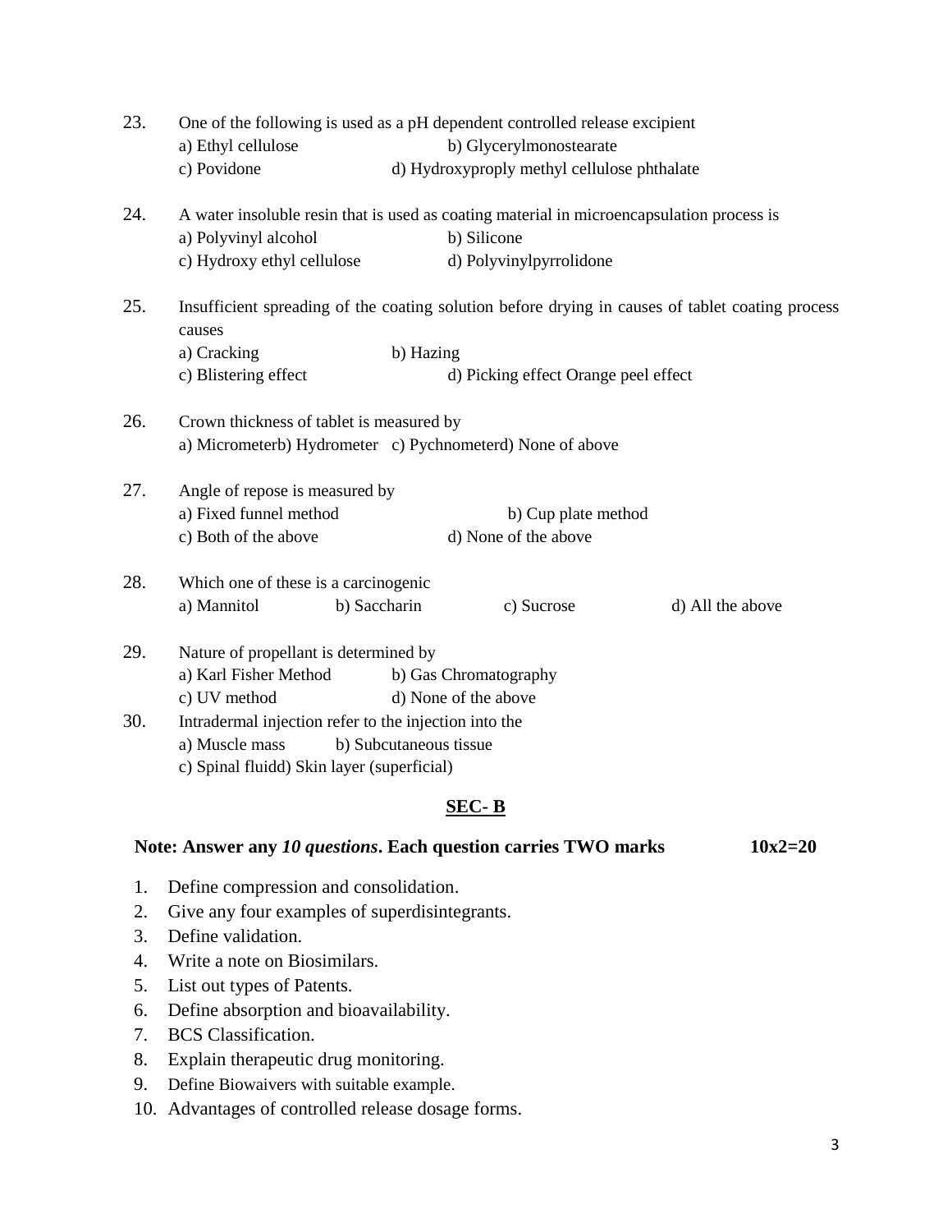23. One of the following is used as a pH dependent controlled release excipient
    a) Ethyl cellulose b) Glycerylmonostearate
    c) Povidone d) Hydroxyproply methyl cellulose phthalate

24. A water insoluble resin that is used as coating material in microencapsulation process is
    a) Polyvinyl alcohol b) Silicone
    c) Hydroxy ethyl cellulose d) Polyvinylpyrrolidone

25. Insufficient spreading of the coating solution before drying in causes of tablet coating process causes
    a) Cracking b) Hazing
    c) Blistering effect d) Picking effect Orange peel effect

26. Crown thickness of tablet is measured by
    a) Micrometerb) Hydrometer c) Pychnometerd) None of above

27. Angle of repose is measured by
    a) Fixed funnel method b) Cup plate method
    c) Both of the above d) None of the above

28. Which one of these is a carcinogenic
    a) Mannitol b) Saccharin c) Sucrose d) All the above

29. Nature of propellant is determined by
    a) Karl Fisher Method b) Gas Chromatography
    c) UV method d) None of the above

30. Intradermal injection refer to the injection into the
    a) Muscle mass b) Subcutaneous tissue
    c) Spinal fluidd) Skin layer (superficial)

## SEC- B

**Note: Answer any *10 questions*. Each question carries TWO marks 10x2=20**

1. Define compression and consolidation.
2. Give any four examples of superdisintegrants.
3. Define validation.
4. Write a note on Biosimilars.
5. List out types of Patents.
6. Define absorption and bioavailability.
7. BCS Classification.
8. Explain therapeutic drug monitoring.
9. Define Biowaivers with suitable example.
10. Advantages of controlled release dosage forms.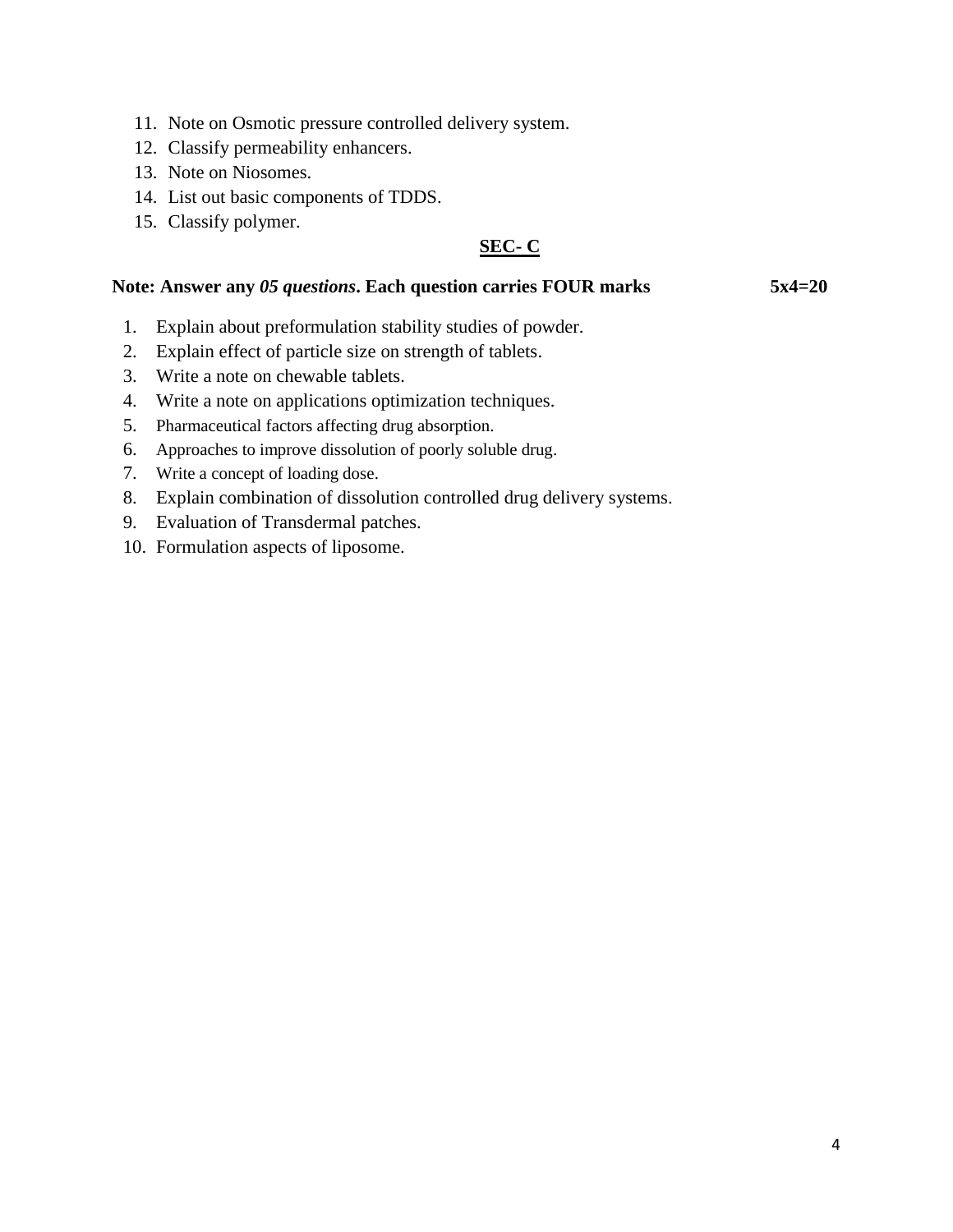11. Note on Osmotic pressure controlled delivery system.
12. Classify permeability enhancers.
13. Note on Niosomes.
14. List out basic components of TDDS.
15. Classify polymer.

## SEC- C

**Note: Answer any *05 questions*. Each question carries FOUR marks** **5x4=20**

1. Explain about preformulation stability studies of powder.
2. Explain effect of particle size on strength of tablets.
3. Write a note on chewable tablets.
4. Write a note on applications optimization techniques.
5. Pharmaceutical factors affecting drug absorption.
6. Approaches to improve dissolution of poorly soluble drug.
7. Write a concept of loading dose.
8. Explain combination of dissolution controlled drug delivery systems.
9. Evaluation of Transdermal patches.
10. Formulation aspects of liposome.